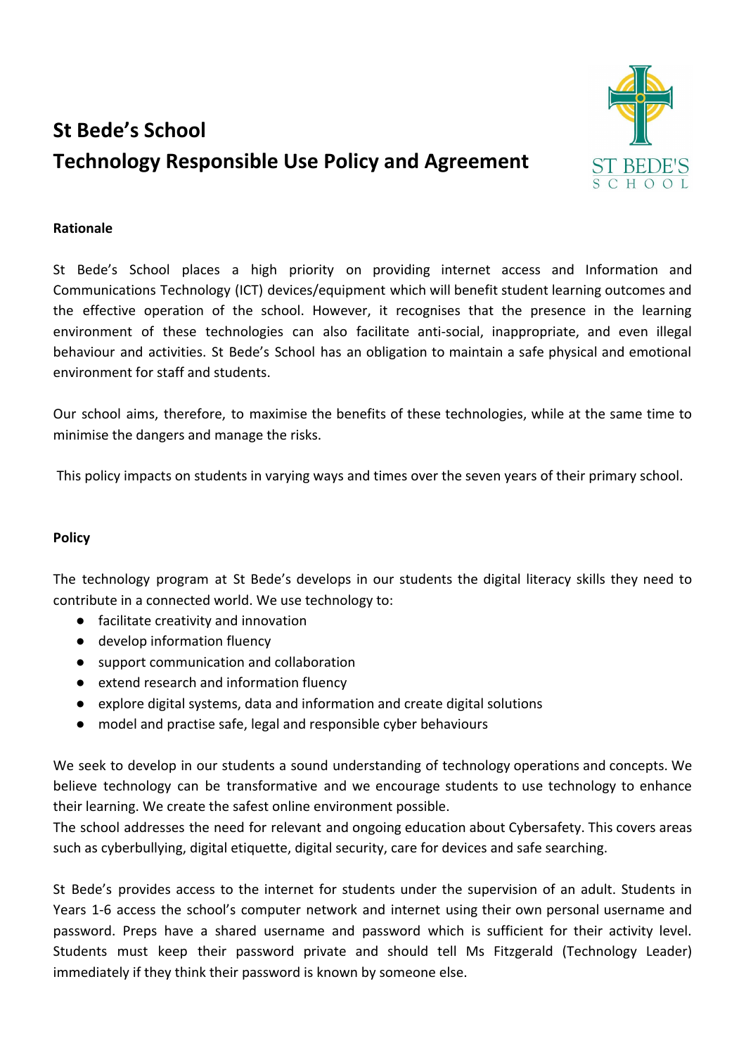# St Bede's School
# Technology Responsible Use Policy and Agreement

**Rationale**

St Bede's School places a high priority on providing internet access and Information and Communications Technology (ICT) devices/equipment which will benefit student learning outcomes and the effective operation of the school. However, it recognises that the presence in the learning environment of these technologies can also facilitate anti-social, inappropriate, and even illegal behaviour and activities. St Bede's School has an obligation to maintain a safe physical and emotional environment for staff and students.

Our school aims, therefore, to maximise the benefits of these technologies, while at the same time to minimise the dangers and manage the risks.

This policy impacts on students in varying ways and times over the seven years of their primary school.

**Policy**

The technology program at St Bede's develops in our students the digital literacy skills they need to contribute in a connected world. We use technology to:

- facilitate creativity and innovation
- develop information fluency
- support communication and collaboration
- extend research and information fluency
- explore digital systems, data and information and create digital solutions
- model and practise safe, legal and responsible cyber behaviours

We seek to develop in our students a sound understanding of technology operations and concepts. We believe technology can be transformative and we encourage students to use technology to enhance their learning. We create the safest online environment possible.
The school addresses the need for relevant and ongoing education about Cybersafety. This covers areas such as cyberbullying, digital etiquette, digital security, care for devices and safe searching.

St Bede's provides access to the internet for students under the supervision of an adult. Students in Years 1-6 access the school's computer network and internet using their own personal username and password. Preps have a shared username and password which is sufficient for their activity level. Students must keep their password private and should tell Ms Fitzgerald (Technology Leader) immediately if they think their password is known by someone else.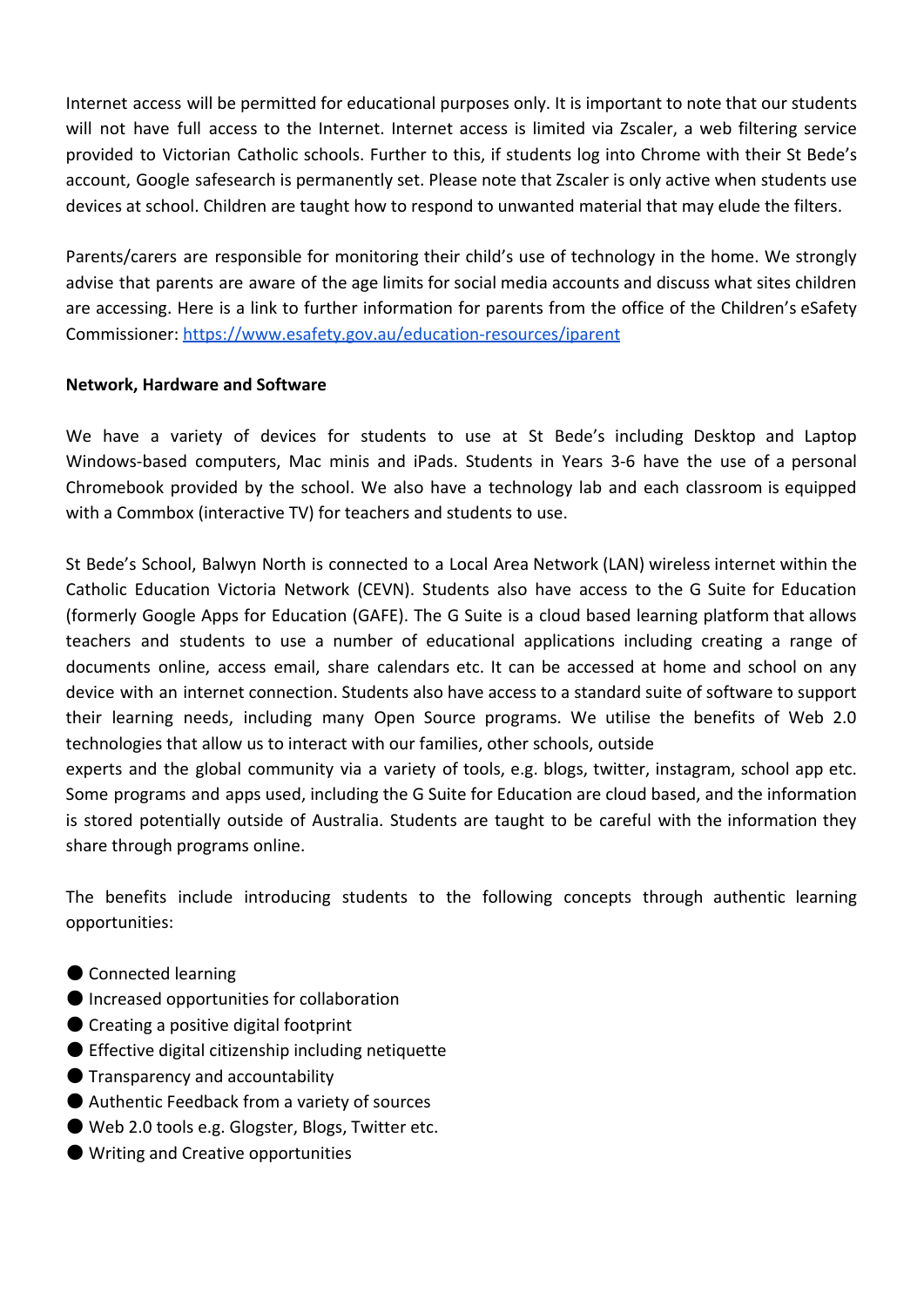Internet access will be permitted for educational purposes only. It is important to note that our students will not have full access to the Internet. Internet access is limited via Zscaler, a web filtering service provided to Victorian Catholic schools. Further to this, if students log into Chrome with their St Bede's account, Google safesearch is permanently set. Please note that Zscaler is only active when students use devices at school. Children are taught how to respond to unwanted material that may elude the filters.

Parents/carers are responsible for monitoring their child's use of technology in the home. We strongly advise that parents are aware of the age limits for social media accounts and discuss what sites children are accessing. Here is a link to further information for parents from the office of the Children's eSafety Commissioner: [https://www.esafety.gov.au/education-resources/iparent](https://www.esafety.gov.au/education-resources/iparent)

**Network, Hardware and Software**

We have a variety of devices for students to use at St Bede's including Desktop and Laptop Windows-based computers, Mac minis and iPads. Students in Years 3-6 have the use of a personal Chromebook provided by the school. We also have a technology lab and each classroom is equipped with a Commbox (interactive TV) for teachers and students to use.

St Bede's School, Balwyn North is connected to a Local Area Network (LAN) wireless internet within the Catholic Education Victoria Network (CEVN). Students also have access to the G Suite for Education (formerly Google Apps for Education (GAFE). The G Suite is a cloud based learning platform that allows teachers and students to use a number of educational applications including creating a range of documents online, access email, share calendars etc. It can be accessed at home and school on any device with an internet connection. Students also have access to a standard suite of software to support their learning needs, including many Open Source programs. We utilise the benefits of Web 2.0 technologies that allow us to interact with our families, other schools, outside experts and the global community via a variety of tools, e.g. blogs, twitter, instagram, school app etc. Some programs and apps used, including the G Suite for Education are cloud based, and the information is stored potentially outside of Australia. Students are taught to be careful with the information they share through programs online.

The benefits include introducing students to the following concepts through authentic learning opportunities:

- Connected learning
- Increased opportunities for collaboration
- Creating a positive digital footprint
- Effective digital citizenship including netiquette
- Transparency and accountability
- Authentic Feedback from a variety of sources
- Web 2.0 tools e.g. Glogster, Blogs, Twitter etc.
- Writing and Creative opportunities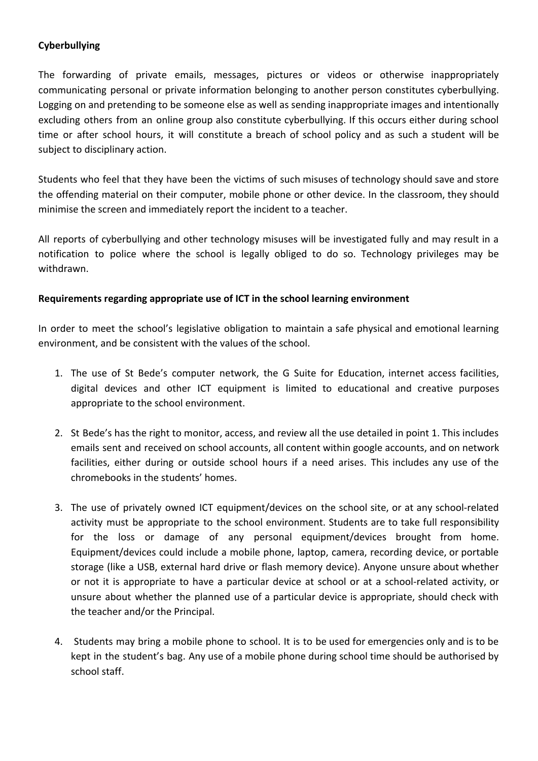**Cyberbullying**

The forwarding of private emails, messages, pictures or videos or otherwise inappropriately communicating personal or private information belonging to another person constitutes cyberbullying. Logging on and pretending to be someone else as well as sending inappropriate images and intentionally excluding others from an online group also constitute cyberbullying. If this occurs either during school time or after school hours, it will constitute a breach of school policy and as such a student will be subject to disciplinary action.

Students who feel that they have been the victims of such misuses of technology should save and store the offending material on their computer, mobile phone or other device. In the classroom, they should minimise the screen and immediately report the incident to a teacher.

All reports of cyberbullying and other technology misuses will be investigated fully and may result in a notification to police where the school is legally obliged to do so. Technology privileges may be withdrawn.

**Requirements regarding appropriate use of ICT in the school learning environment**

In order to meet the school's legislative obligation to maintain a safe physical and emotional learning environment, and be consistent with the values of the school.

1. The use of St Bede's computer network, the G Suite for Education, internet access facilities, digital devices and other ICT equipment is limited to educational and creative purposes appropriate to the school environment.

2. St Bede's has the right to monitor, access, and review all the use detailed in point 1. This includes emails sent and received on school accounts, all content within google accounts, and on network facilities, either during or outside school hours if a need arises. This includes any use of the chromebooks in the students' homes.

3. The use of privately owned ICT equipment/devices on the school site, or at any school-related activity must be appropriate to the school environment. Students are to take full responsibility for the loss or damage of any personal equipment/devices brought from home. Equipment/devices could include a mobile phone, laptop, camera, recording device, or portable storage (like a USB, external hard drive or flash memory device). Anyone unsure about whether or not it is appropriate to have a particular device at school or at a school-related activity, or unsure about whether the planned use of a particular device is appropriate, should check with the teacher and/or the Principal.

4. Students may bring a mobile phone to school. It is to be used for emergencies only and is to be kept in the student's bag. Any use of a mobile phone during school time should be authorised by school staff.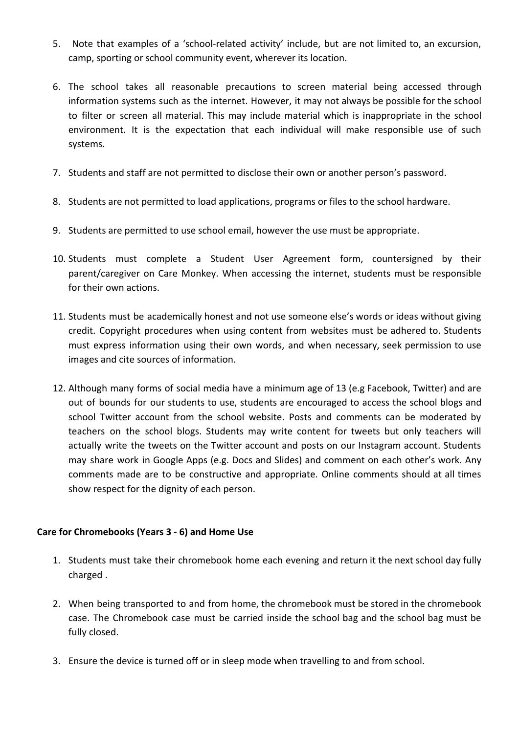5. Note that examples of a 'school-related activity' include, but are not limited to, an excursion, camp, sporting or school community event, wherever its location.

6. The school takes all reasonable precautions to screen material being accessed through information systems such as the internet. However, it may not always be possible for the school to filter or screen all material. This may include material which is inappropriate in the school environment. It is the expectation that each individual will make responsible use of such systems.

7. Students and staff are not permitted to disclose their own or another person's password.

8. Students are not permitted to load applications, programs or files to the school hardware.

9. Students are permitted to use school email, however the use must be appropriate.

10. Students must complete a Student User Agreement form, countersigned by their parent/caregiver on Care Monkey. When accessing the internet, students must be responsible for their own actions.

11. Students must be academically honest and not use someone else's words or ideas without giving credit. Copyright procedures when using content from websites must be adhered to. Students must express information using their own words, and when necessary, seek permission to use images and cite sources of information.

12. Although many forms of social media have a minimum age of 13 (e.g Facebook, Twitter) and are out of bounds for our students to use, students are encouraged to access the school blogs and school Twitter account from the school website. Posts and comments can be moderated by teachers on the school blogs. Students may write content for tweets but only teachers will actually write the tweets on the Twitter account and posts on our Instagram account. Students may share work in Google Apps (e.g. Docs and Slides) and comment on each other's work. Any comments made are to be constructive and appropriate. Online comments should at all times show respect for the dignity of each person.

**Care for Chromebooks (Years 3 - 6) and Home Use**

1. Students must take their chromebook home each evening and return it the next school day fully charged .

2. When being transported to and from home, the chromebook must be stored in the chromebook case. The Chromebook case must be carried inside the school bag and the school bag must be fully closed.

3. Ensure the device is turned off or in sleep mode when travelling to and from school.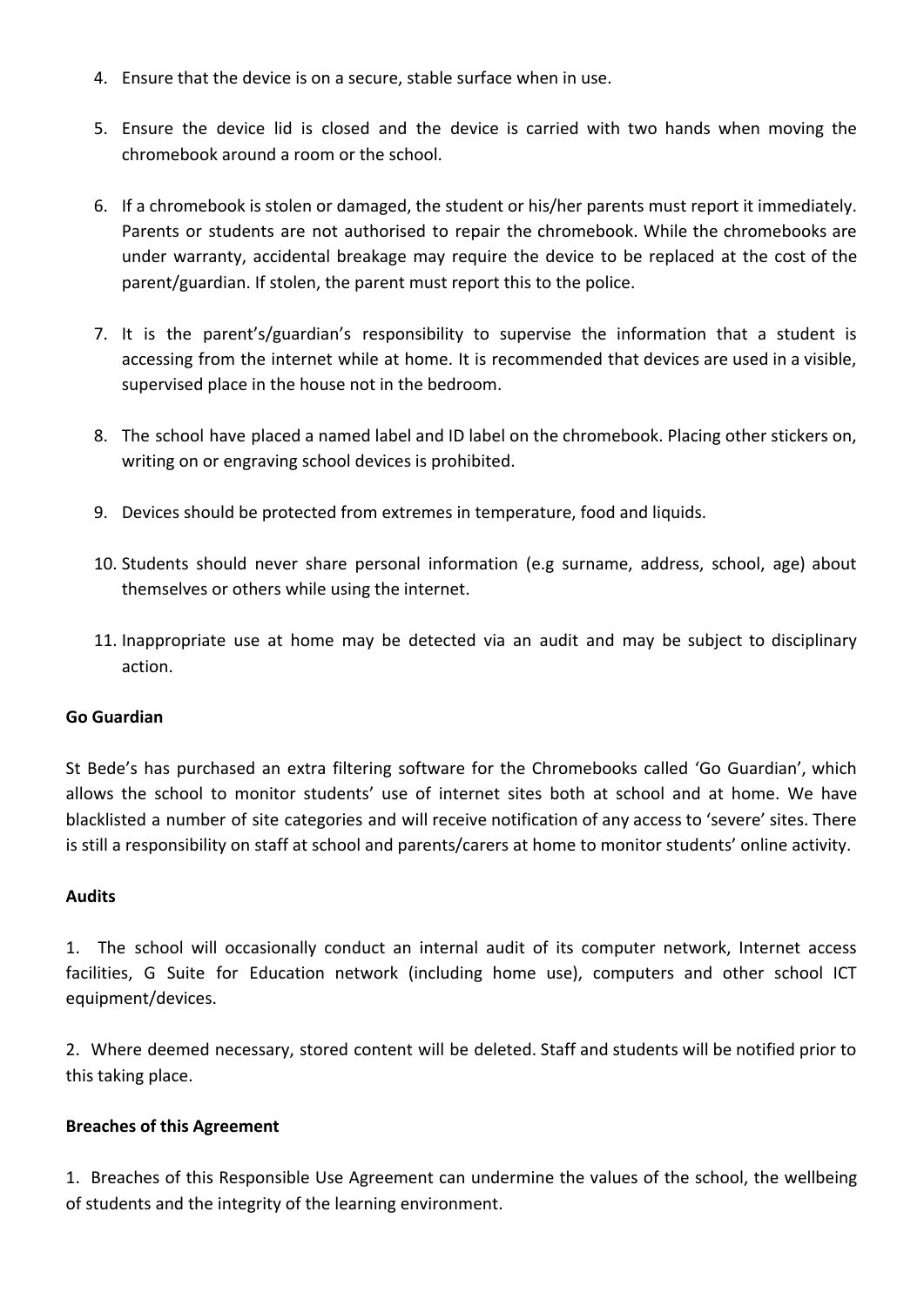4. Ensure that the device is on a secure, stable surface when in use.

5. Ensure the device lid is closed and the device is carried with two hands when moving the chromebook around a room or the school.

6. If a chromebook is stolen or damaged, the student or his/her parents must report it immediately. Parents or students are not authorised to repair the chromebook. While the chromebooks are under warranty, accidental breakage may require the device to be replaced at the cost of the parent/guardian. If stolen, the parent must report this to the police.

7. It is the parent's/guardian's responsibility to supervise the information that a student is accessing from the internet while at home. It is recommended that devices are used in a visible, supervised place in the house not in the bedroom.

8. The school have placed a named label and ID label on the chromebook. Placing other stickers on, writing on or engraving school devices is prohibited.

9. Devices should be protected from extremes in temperature, food and liquids.

10. Students should never share personal information (e.g surname, address, school, age) about themselves or others while using the internet.

11. Inappropriate use at home may be detected via an audit and may be subject to disciplinary action.

**Go Guardian**

St Bede's has purchased an extra filtering software for the Chromebooks called 'Go Guardian', which allows the school to monitor students' use of internet sites both at school and at home. We have blacklisted a number of site categories and will receive notification of any access to 'severe' sites. There is still a responsibility on staff at school and parents/carers at home to monitor students' online activity.

**Audits**

1. The school will occasionally conduct an internal audit of its computer network, Internet access facilities, G Suite for Education network (including home use), computers and other school ICT equipment/devices.

2. Where deemed necessary, stored content will be deleted. Staff and students will be notified prior to this taking place.

**Breaches of this Agreement**

1. Breaches of this Responsible Use Agreement can undermine the values of the school, the wellbeing of students and the integrity of the learning environment.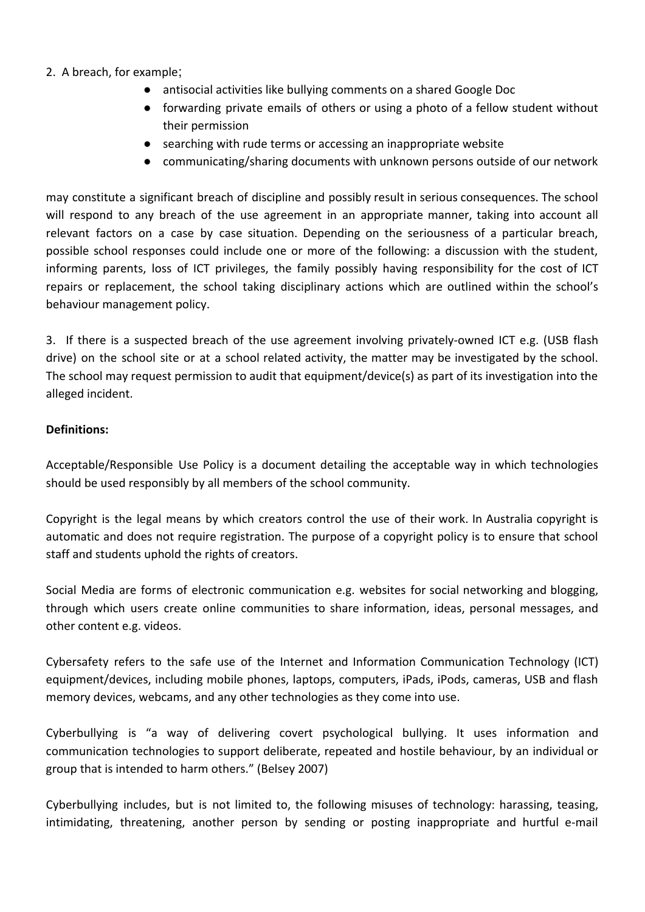2. A breach, for example;

- antisocial activities like bullying comments on a shared Google Doc
- forwarding private emails of others or using a photo of a fellow student without their permission
- searching with rude terms or accessing an inappropriate website
- communicating/sharing documents with unknown persons outside of our network

may constitute a significant breach of discipline and possibly result in serious consequences. The school will respond to any breach of the use agreement in an appropriate manner, taking into account all relevant factors on a case by case situation. Depending on the seriousness of a particular breach, possible school responses could include one or more of the following: a discussion with the student, informing parents, loss of ICT privileges, the family possibly having responsibility for the cost of ICT repairs or replacement, the school taking disciplinary actions which are outlined within the school's behaviour management policy.

3. If there is a suspected breach of the use agreement involving privately-owned ICT e.g. (USB flash drive) on the school site or at a school related activity, the matter may be investigated by the school. The school may request permission to audit that equipment/device(s) as part of its investigation into the alleged incident.

**Definitions:**

Acceptable/Responsible Use Policy is a document detailing the acceptable way in which technologies should be used responsibly by all members of the school community.

Copyright is the legal means by which creators control the use of their work. In Australia copyright is automatic and does not require registration. The purpose of a copyright policy is to ensure that school staff and students uphold the rights of creators.

Social Media are forms of electronic communication e.g. websites for social networking and blogging, through which users create online communities to share information, ideas, personal messages, and other content e.g. videos.

Cybersafety refers to the safe use of the Internet and Information Communication Technology (ICT) equipment/devices, including mobile phones, laptops, computers, iPads, iPods, cameras, USB and flash memory devices, webcams, and any other technologies as they come into use.

Cyberbullying is "a way of delivering covert psychological bullying. It uses information and communication technologies to support deliberate, repeated and hostile behaviour, by an individual or group that is intended to harm others." (Belsey 2007)

Cyberbullying includes, but is not limited to, the following misuses of technology: harassing, teasing, intimidating, threatening, another person by sending or posting inappropriate and hurtful e-mail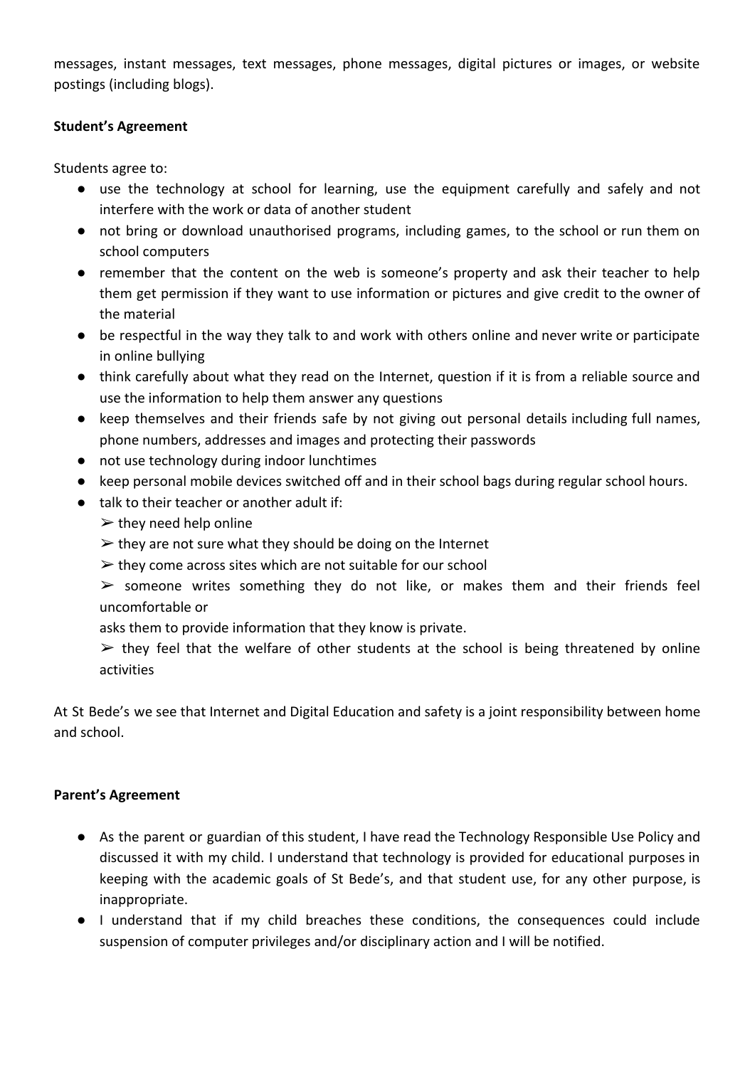messages, instant messages, text messages, phone messages, digital pictures or images, or website postings (including blogs).

**Student's Agreement**

Students agree to:

- use the technology at school for learning, use the equipment carefully and safely and not interfere with the work or data of another student
- not bring or download unauthorised programs, including games, to the school or run them on school computers
- remember that the content on the web is someone's property and ask their teacher to help them get permission if they want to use information or pictures and give credit to the owner of the material
- be respectful in the way they talk to and work with others online and never write or participate in online bullying
- think carefully about what they read on the Internet, question if it is from a reliable source and use the information to help them answer any questions
- keep themselves and their friends safe by not giving out personal details including full names, phone numbers, addresses and images and protecting their passwords
- not use technology during indoor lunchtimes
- keep personal mobile devices switched off and in their school bags during regular school hours.
- talk to their teacher or another adult if:
  - ➢ they need help online
  - ➢ they are not sure what they should be doing on the Internet
  - ➢ they come across sites which are not suitable for our school
  - ➢ someone writes something they do not like, or makes them and their friends feel uncomfortable or
    asks them to provide information that they know is private.
  - ➢ they feel that the welfare of other students at the school is being threatened by online activities

At St Bede's we see that Internet and Digital Education and safety is a joint responsibility between home and school.

**Parent's Agreement**

- As the parent or guardian of this student, I have read the Technology Responsible Use Policy and discussed it with my child. I understand that technology is provided for educational purposes in keeping with the academic goals of St Bede's, and that student use, for any other purpose, is inappropriate.
- I understand that if my child breaches these conditions, the consequences could include suspension of computer privileges and/or disciplinary action and I will be notified.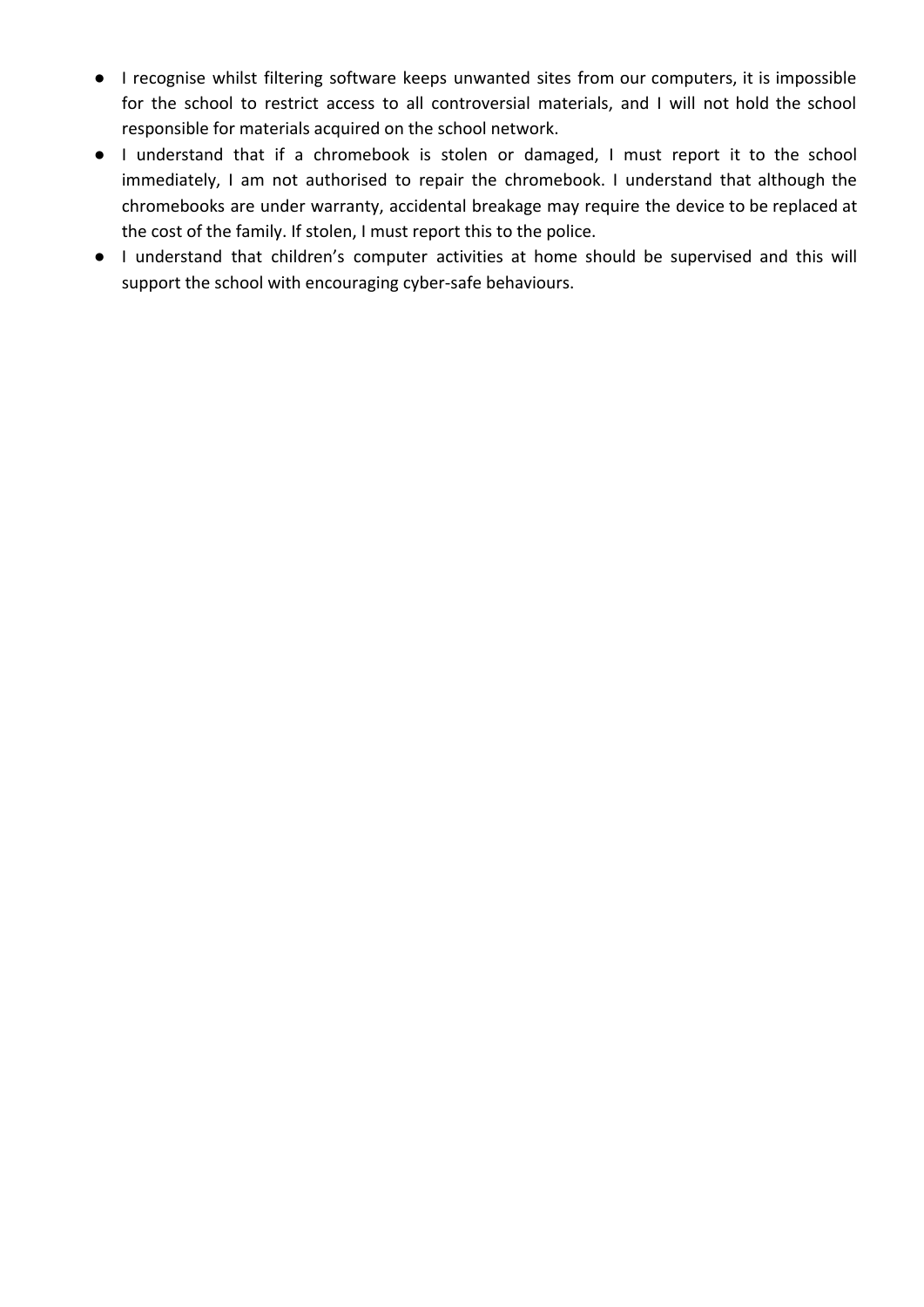- I recognise whilst filtering software keeps unwanted sites from our computers, it is impossible for the school to restrict access to all controversial materials, and I will not hold the school responsible for materials acquired on the school network.
- I understand that if a chromebook is stolen or damaged, I must report it to the school immediately, I am not authorised to repair the chromebook. I understand that although the chromebooks are under warranty, accidental breakage may require the device to be replaced at the cost of the family. If stolen, I must report this to the police.
- I understand that children's computer activities at home should be supervised and this will support the school with encouraging cyber-safe behaviours.